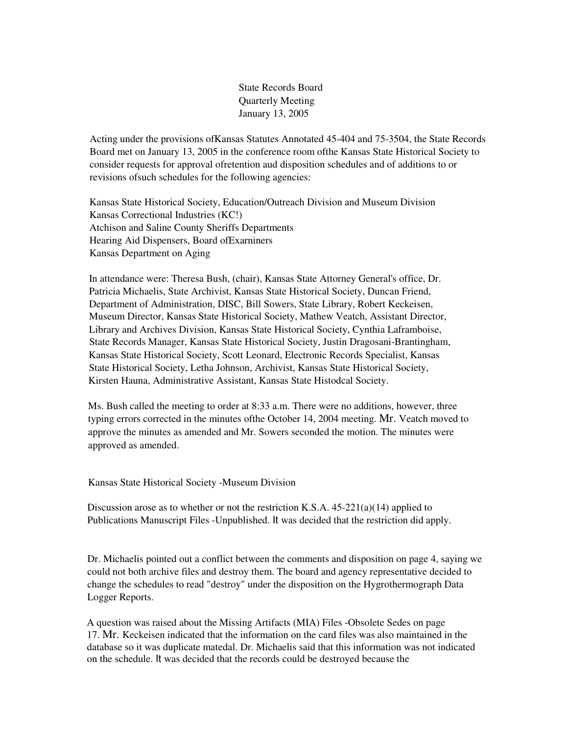State Records Board
Quarterly Meeting
January 13, 2005

Acting under the provisions ofKansas Statutes Annotated 45-404 and 75-3504, the State Records Board met on January 13, 2005 in the conference room ofthe Kansas State Historical Society to consider requests for approval ofretention aud disposition schedules and of additions to or revisions ofsuch schedules for the following agencies:

Kansas State Historical Society, Education/Outreach Division and Museum Division
Kansas Correctional Industries (KC!)
Atchison and Saline County Sheriffs Departments
Hearing Aid Dispensers, Board ofExarniners
Kansas Department on Aging

In attendance were: Theresa Bush, (chair), Kansas State Attorney General's office, Dr. Patricia Michaelis, State Archivist, Kansas State Historical Society, Duncan Friend, Department of Administration, DISC, Bill Sowers, State Library, Robert Keckeisen, Museum Director, Kansas State Historical Society, Mathew Veatch, Assistant Director, Library and Archives Division, Kansas State Historical Society, Cynthia Laframboise, State Records Manager, Kansas State Historical Society, Justin Dragosani-Brantingham, Kansas State Historical Society, Scott Leonard, Electronic Records Specialist, Kansas State Historical Society, Letha Johnson, Archivist, Kansas State Historical Society, Kirsten Hauna, Administrative Assistant, Kansas State Histodcal Society.

Ms. Bush called the meeting to order at 8:33 a.m. There were no additions, however, three typing errors corrected in the minutes ofthe October 14, 2004 meeting. Mr. Veatch moved to approve the minutes as amended and Mr. Sowers seconded the motion. The minutes were approved as amended.

Kansas State Historical Society -Museum Division

Discussion arose as to whether or not the restriction K.S.A. 45-221(a)(14) applied to Publications Manuscript Files -Unpublished. It was decided that the restriction did apply.

Dr. Michaelis pointed out a conflict between the comments and disposition on page 4, saying we could not both archive files and destroy them. The board and agency representative decided to change the schedules to read "destroy" under the disposition on the Hygrothermograph Data Logger Reports.

A question was raised about the Missing Artifacts (MIA) Files -Obsolete Sedes on page 17. Mr. Keckeisen indicated that the information on the card files was also maintained in the database so it was duplicate matedal. Dr. Michaelis said that this information was not indicated on the schedule. It was decided that the records could be destroyed because the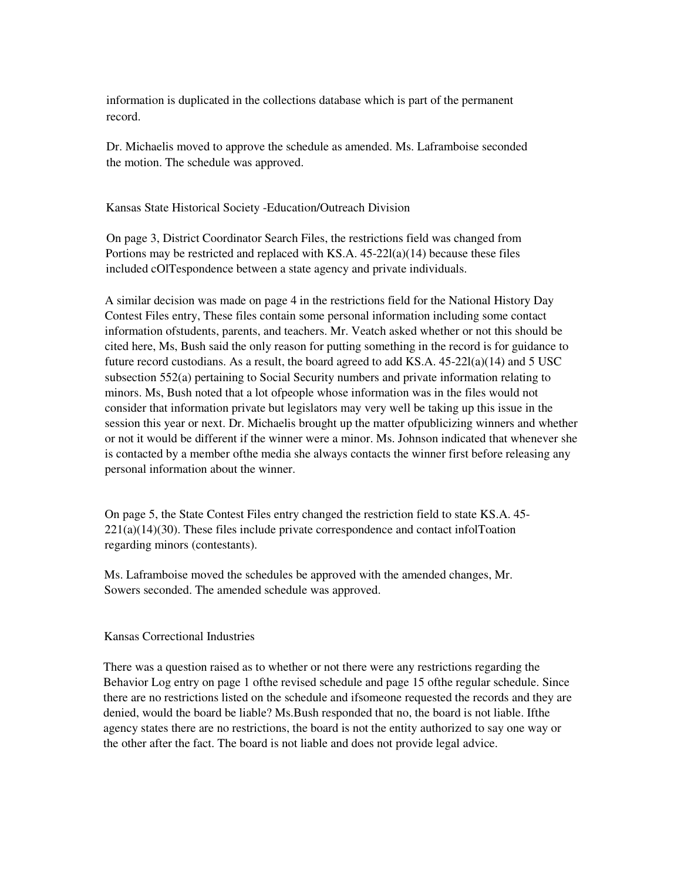information is duplicated in the collections database which is part of the permanent record.

Dr. Michaelis moved to approve the schedule as amended. Ms. Laframboise seconded the motion. The schedule was approved.

Kansas State Historical Society -Education/Outreach Division

On page 3, District Coordinator Search Files, the restrictions field was changed from Portions may be restricted and replaced with KS.A. 45-22l(a)(14) because these files included cOlTespondence between a state agency and private individuals.

A similar decision was made on page 4 in the restrictions field for the National History Day Contest Files entry, These files contain some personal information including some contact information ofstudents, parents, and teachers. Mr. Veatch asked whether or not this should be cited here, Ms, Bush said the only reason for putting something in the record is for guidance to future record custodians. As a result, the board agreed to add KS.A. 45-22l(a)(14) and 5 USC subsection 552(a) pertaining to Social Security numbers and private information relating to minors. Ms, Bush noted that a lot ofpeople whose information was in the files would not consider that information private but legislators may very well be taking up this issue in the session this year or next. Dr. Michaelis brought up the matter ofpublicizing winners and whether or not it would be different if the winner were a minor. Ms. Johnson indicated that whenever she is contacted by a member ofthe media she always contacts the winner first before releasing any personal information about the winner.

On page 5, the State Contest Files entry changed the restriction field to state KS.A. 45-221(a)(14)(30). These files include private correspondence and contact infolToation regarding minors (contestants).

Ms. Laframboise moved the schedules be approved with the amended changes, Mr. Sowers seconded. The amended schedule was approved.

Kansas Correctional Industries

There was a question raised as to whether or not there were any restrictions regarding the Behavior Log entry on page 1 ofthe revised schedule and page 15 ofthe regular schedule. Since there are no restrictions listed on the schedule and ifsomeone requested the records and they are denied, would the board be liable? Ms.Bush responded that no, the board is not liable. Ifthe agency states there are no restrictions, the board is not the entity authorized to say one way or the other after the fact. The board is not liable and does not provide legal advice.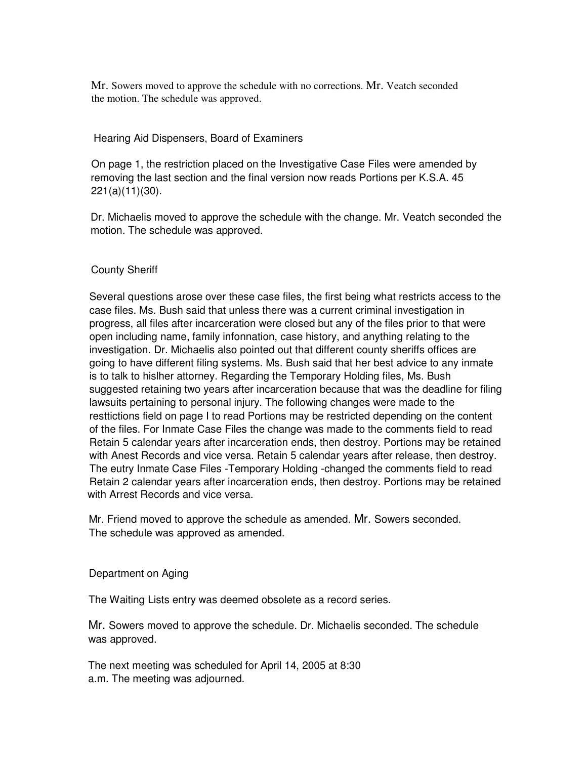Mr. Sowers moved to approve the schedule with no corrections. Mr. Veatch seconded the motion. The schedule was approved.

### Hearing Aid Dispensers, Board of Examiners

On page 1, the restriction placed on the Investigative Case Files were amended by removing the last section and the final version now reads Portions per K.S.A. 45 221(a)(11)(30).

Dr. Michaelis moved to approve the schedule with the change. Mr. Veatch seconded the motion. The schedule was approved.

### County Sheriff

Several questions arose over these case files, the first being what restricts access to the case files. Ms. Bush said that unless there was a current criminal investigation in progress, all files after incarceration were closed but any of the files prior to that were open including name, family infonnation, case history, and anything relating to the investigation. Dr. Michaelis also pointed out that different county sheriffs offices are going to have different filing systems. Ms. Bush said that her best advice to any inmate is to talk to hislher attorney. Regarding the Temporary Holding files, Ms. Bush suggested retaining two years after incarceration because that was the deadline for filing lawsuits pertaining to personal injury. The following changes were made to the resttictions field on page I to read Portions may be restricted depending on the content of the files. For Inmate Case Files the change was made to the comments field to read Retain 5 calendar years after incarceration ends, then destroy. Portions may be retained with Anest Records and vice versa. Retain 5 calendar years after release, then destroy. The eutry Inmate Case Files -Temporary Holding -changed the comments field to read Retain 2 calendar years after incarceration ends, then destroy. Portions may be retained with Arrest Records and vice versa.

Mr. Friend moved to approve the schedule as amended. Mr. Sowers seconded. The schedule was approved as amended.

### Department on Aging

The Waiting Lists entry was deemed obsolete as a record series.

Mr. Sowers moved to approve the schedule. Dr. Michaelis seconded. The schedule was approved.

The next meeting was scheduled for April 14, 2005 at 8:30 a.m. The meeting was adjourned.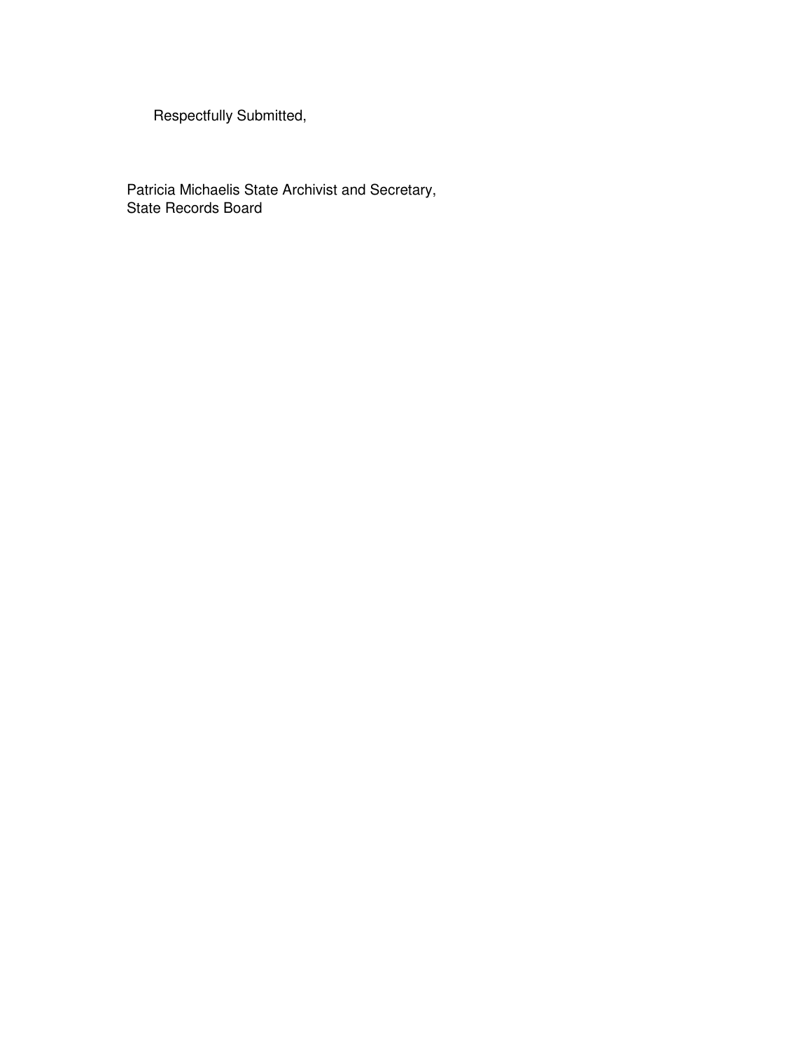Respectfully Submitted,

Patricia Michaelis State Archivist and Secretary,
State Records Board